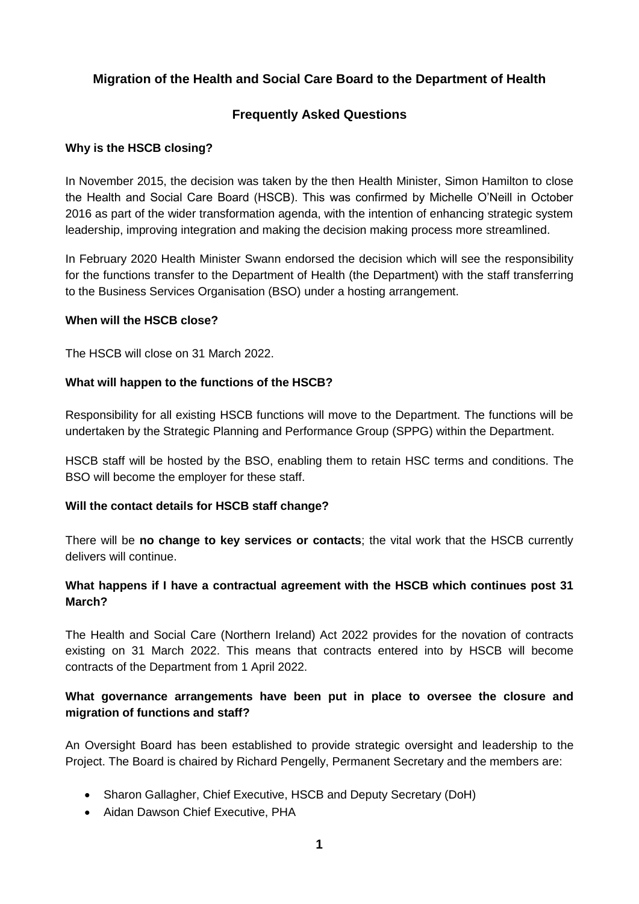# Migration of the Health and Social Care Board to the Department of Health

## Frequently Asked Questions

### Why is the HSCB closing?

In November 2015, the decision was taken by the then Health Minister, Simon Hamilton to close the Health and Social Care Board (HSCB). This was confirmed by Michelle O'Neill in October 2016 as part of the wider transformation agenda, with the intention of enhancing strategic system leadership, improving integration and making the decision making process more streamlined.

In February 2020 Health Minister Swann endorsed the decision which will see the responsibility for the functions transfer to the Department of Health (the Department) with the staff transferring to the Business Services Organisation (BSO) under a hosting arrangement.

### When will the HSCB close?

The HSCB will close on 31 March 2022.

### What will happen to the functions of the HSCB?

Responsibility for all existing HSCB functions will move to the Department. The functions will be undertaken by the Strategic Planning and Performance Group (SPPG) within the Department.

HSCB staff will be hosted by the BSO, enabling them to retain HSC terms and conditions. The BSO will become the employer for these staff.

### Will the contact details for HSCB staff change?

There will be **no change to key services or contacts**; the vital work that the HSCB currently delivers will continue.

### What happens if I have a contractual agreement with the HSCB which continues post 31 March?

The Health and Social Care (Northern Ireland) Act 2022 provides for the novation of contracts existing on 31 March 2022. This means that contracts entered into by HSCB will become contracts of the Department from 1 April 2022.

### What governance arrangements have been put in place to oversee the closure and migration of functions and staff?

An Oversight Board has been established to provide strategic oversight and leadership to the Project. The Board is chaired by Richard Pengelly, Permanent Secretary and the members are:

- Sharon Gallagher, Chief Executive, HSCB and Deputy Secretary (DoH)
- Aidan Dawson Chief Executive, PHA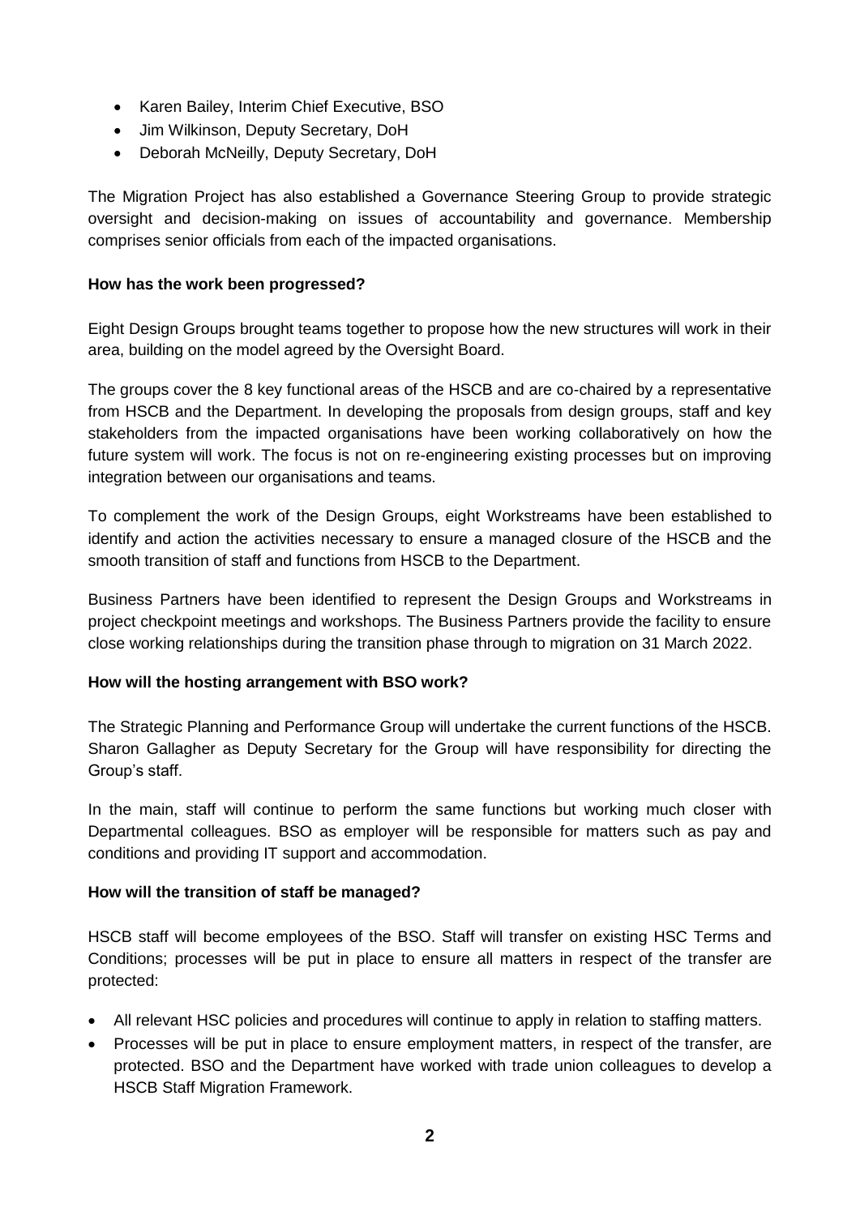- Karen Bailey, Interim Chief Executive, BSO
- Jim Wilkinson, Deputy Secretary, DoH
- Deborah McNeilly, Deputy Secretary, DoH

The Migration Project has also established a Governance Steering Group to provide strategic oversight and decision-making on issues of accountability and governance. Membership comprises senior officials from each of the impacted organisations.

**How has the work been progressed?**

Eight Design Groups brought teams together to propose how the new structures will work in their area, building on the model agreed by the Oversight Board.

The groups cover the 8 key functional areas of the HSCB and are co-chaired by a representative from HSCB and the Department. In developing the proposals from design groups, staff and key stakeholders from the impacted organisations have been working collaboratively on how the future system will work. The focus is not on re-engineering existing processes but on improving integration between our organisations and teams.

To complement the work of the Design Groups, eight Workstreams have been established to identify and action the activities necessary to ensure a managed closure of the HSCB and the smooth transition of staff and functions from HSCB to the Department.

Business Partners have been identified to represent the Design Groups and Workstreams in project checkpoint meetings and workshops. The Business Partners provide the facility to ensure close working relationships during the transition phase through to migration on 31 March 2022.

**How will the hosting arrangement with BSO work?**

The Strategic Planning and Performance Group will undertake the current functions of the HSCB. Sharon Gallagher as Deputy Secretary for the Group will have responsibility for directing the Group's staff.

In the main, staff will continue to perform the same functions but working much closer with Departmental colleagues. BSO as employer will be responsible for matters such as pay and conditions and providing IT support and accommodation.

**How will the transition of staff be managed?**

HSCB staff will become employees of the BSO. Staff will transfer on existing HSC Terms and Conditions; processes will be put in place to ensure all matters in respect of the transfer are protected:

- All relevant HSC policies and procedures will continue to apply in relation to staffing matters.
- Processes will be put in place to ensure employment matters, in respect of the transfer, are protected. BSO and the Department have worked with trade union colleagues to develop a HSCB Staff Migration Framework.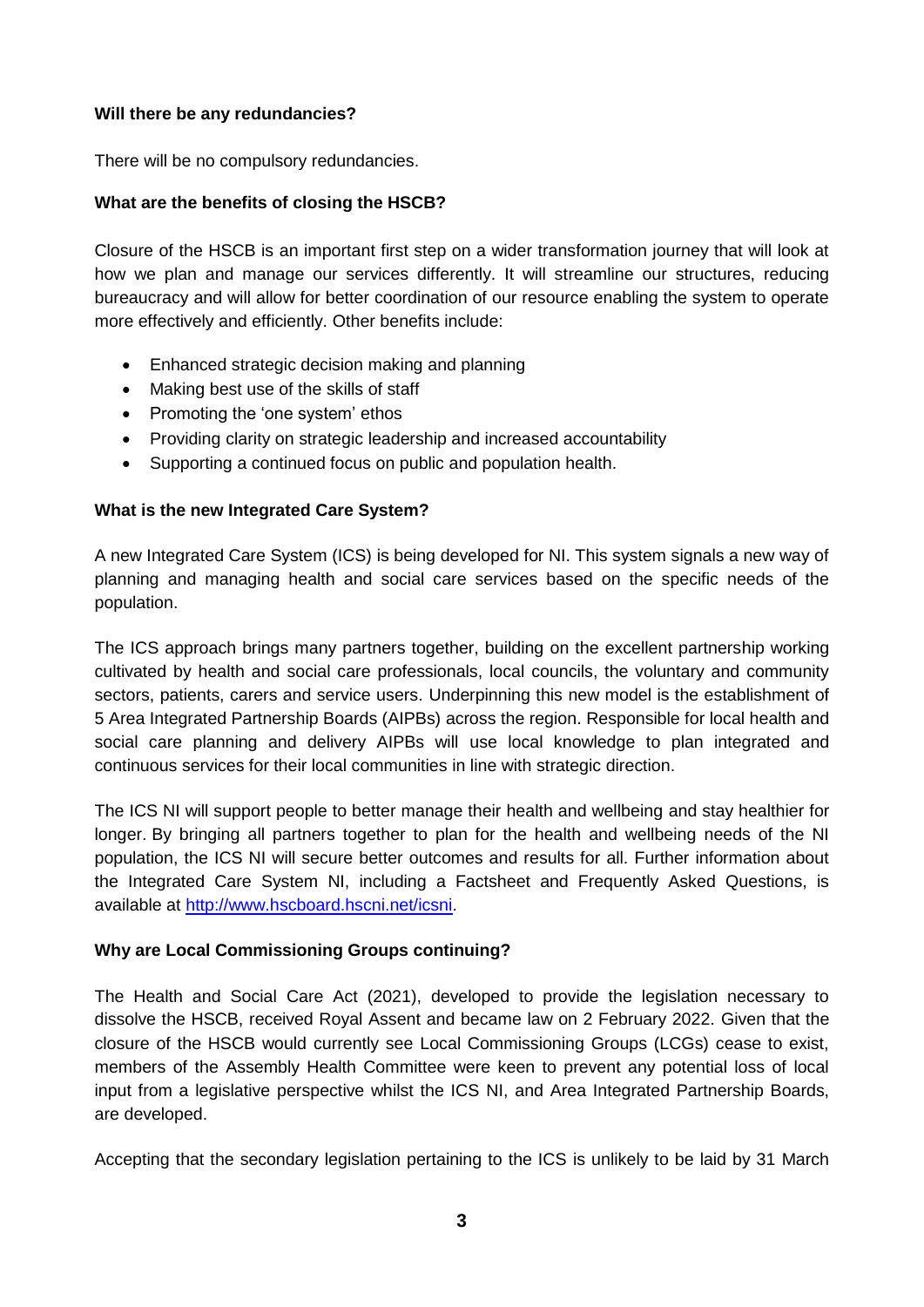**Will there be any redundancies?**

There will be no compulsory redundancies.

**What are the benefits of closing the HSCB?**

Closure of the HSCB is an important first step on a wider transformation journey that will look at how we plan and manage our services differently. It will streamline our structures, reducing bureaucracy and will allow for better coordination of our resource enabling the system to operate more effectively and efficiently. Other benefits include:

- Enhanced strategic decision making and planning
- Making best use of the skills of staff
- Promoting the 'one system' ethos
- Providing clarity on strategic leadership and increased accountability
- Supporting a continued focus on public and population health.

**What is the new Integrated Care System?**

A new Integrated Care System (ICS) is being developed for NI. This system signals a new way of planning and managing health and social care services based on the specific needs of the population.

The ICS approach brings many partners together, building on the excellent partnership working cultivated by health and social care professionals, local councils, the voluntary and community sectors, patients, carers and service users. Underpinning this new model is the establishment of 5 Area Integrated Partnership Boards (AIPBs) across the region. Responsible for local health and social care planning and delivery AIPBs will use local knowledge to plan integrated and continuous services for their local communities in line with strategic direction.

The ICS NI will support people to better manage their health and wellbeing and stay healthier for longer. By bringing all partners together to plan for the health and wellbeing needs of the NI population, the ICS NI will secure better outcomes and results for all. Further information about the Integrated Care System NI, including a Factsheet and Frequently Asked Questions, is available at [http://www.hscboard.hscni.net/icsni](http://www.hscboard.hscni.net/icsni).

**Why are Local Commissioning Groups continuing?**

The Health and Social Care Act (2021), developed to provide the legislation necessary to dissolve the HSCB, received Royal Assent and became law on 2 February 2022. Given that the closure of the HSCB would currently see Local Commissioning Groups (LCGs) cease to exist, members of the Assembly Health Committee were keen to prevent any potential loss of local input from a legislative perspective whilst the ICS NI, and Area Integrated Partnership Boards, are developed.

Accepting that the secondary legislation pertaining to the ICS is unlikely to be laid by 31 March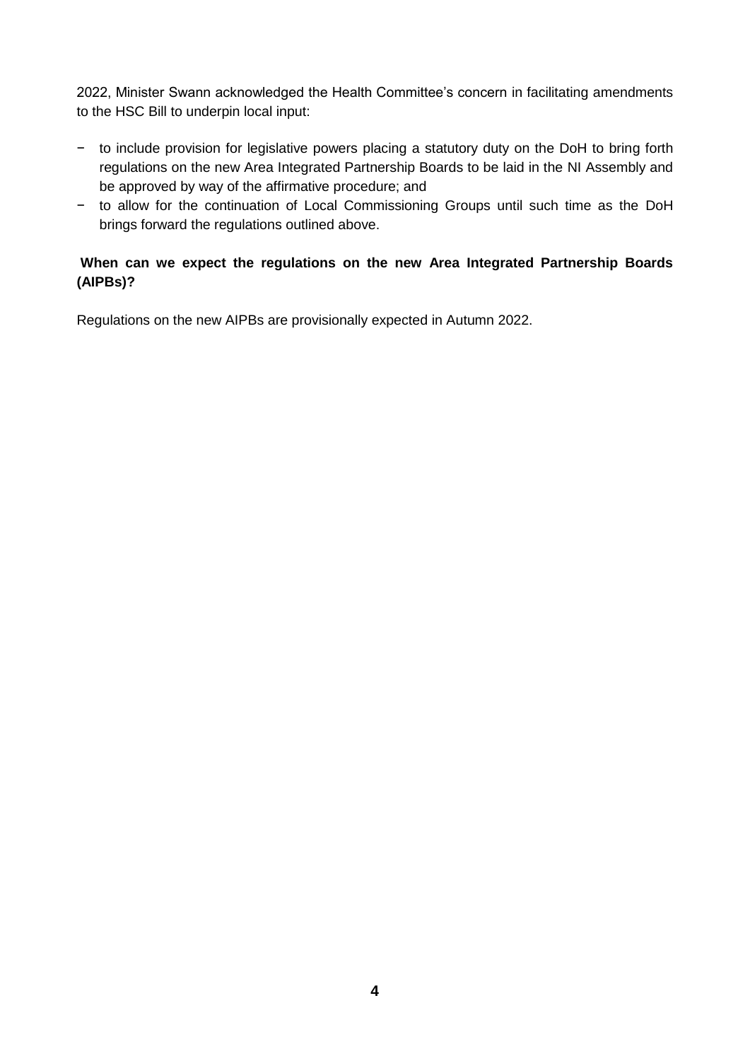2022, Minister Swann acknowledged the Health Committee's concern in facilitating amendments to the HSC Bill to underpin local input:

- to include provision for legislative powers placing a statutory duty on the DoH to bring forth regulations on the new Area Integrated Partnership Boards to be laid in the NI Assembly and be approved by way of the affirmative procedure; and
- to allow for the continuation of Local Commissioning Groups until such time as the DoH brings forward the regulations outlined above.

**When can we expect the regulations on the new Area Integrated Partnership Boards (AIPBs)?**

Regulations on the new AIPBs are provisionally expected in Autumn 2022.